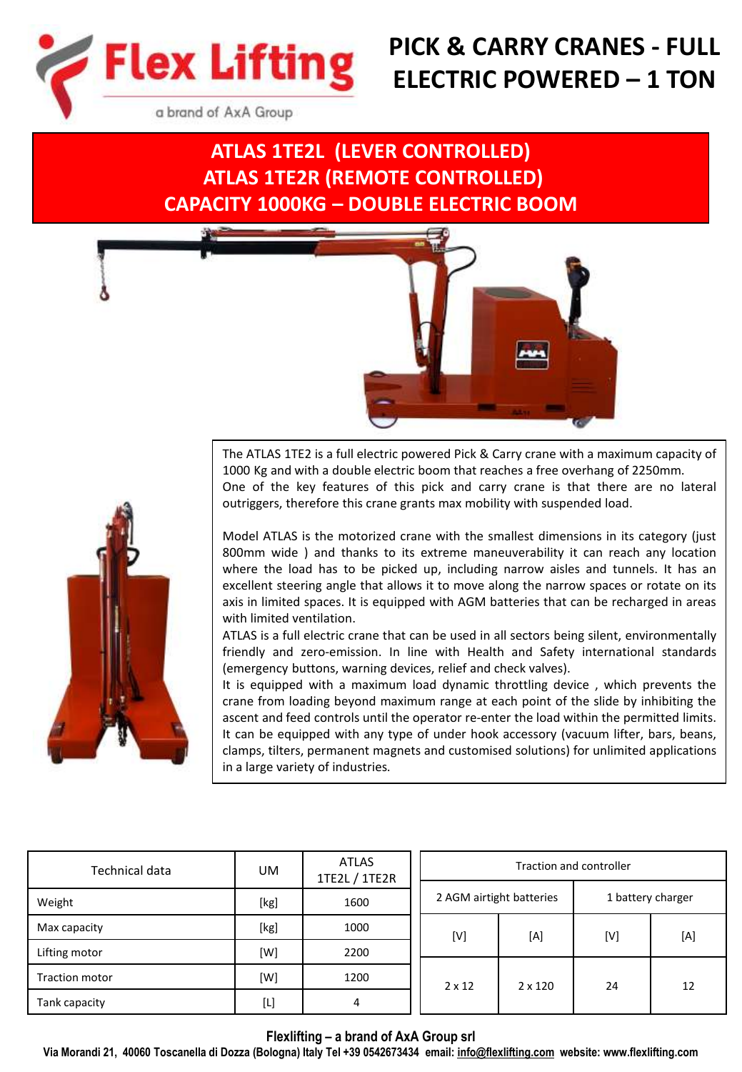# PICK & CARRY CRANES - FULL ELECTRIC POWERED – 1 TON

Flex Lifting – a brand of AxA Group

## ATLAS 1TE2L (LEVER CONTROLLED)
## ATLAS 1TE2R (REMOTE CONTROLLED)
## CAPACITY 1000KG – DOUBLE ELECTRIC BOOM

The ATLAS 1TE2 is a full electric powered Pick & Carry crane with a maximum capacity of 1000 Kg and with a double electric boom that reaches a free overhang of 2250mm.
One of the key features of this pick and carry crane is that there are no lateral outriggers, therefore this crane grants max mobility with suspended load.

Model ATLAS is the motorized crane with the smallest dimensions in its category (just 800mm wide ) and thanks to its extreme maneuverability it can reach any location where the load has to be picked up, including narrow aisles and tunnels. It has an excellent steering angle that allows it to move along the narrow spaces or rotate on its axis in limited spaces. It is equipped with AGM batteries that can be recharged in areas with limited ventilation.
ATLAS is a full electric crane that can be used in all sectors being silent, environmentally friendly and zero-emission. In line with Health and Safety international standards (emergency buttons, warning devices, relief and check valves).
It is equipped with a maximum load dynamic throttling device , which prevents the crane from loading beyond maximum range at each point of the slide by inhibiting the ascent and feed controls until the operator re-enter the load within the permitted limits.
It can be equipped with any type of under hook accessory (vacuum lifter, bars, beans, clamps, tilters, permanent magnets and customised solutions) for unlimited applications in a large variety of industries.

| Technical data | UM | ATLAS 1TE2L / 1TE2R |
|---|---|---|
| Weight | [kg] | 1600 |
| Max capacity | [kg] | 1000 |
| Lifting motor | [W] | 2200 |
| Traction motor | [W] | 1200 |
| Tank capacity | [L] | 4 |

| Traction and controller | | | |
|---|---|---|---|
| 2 AGM airtight batteries | | 1 battery charger | |
| [V] | [A] | [V] | [A] |
| 2 x 12 | 2 x 120 | 24 | 12 |

**Flexlifting – a brand of AxA Group srl**
**Via Morandi 21, 40060 Toscanella di Dozza (Bologna) Italy Tel +39 0542673434 email: info@flexlifting.com website: www.flexlifting.com**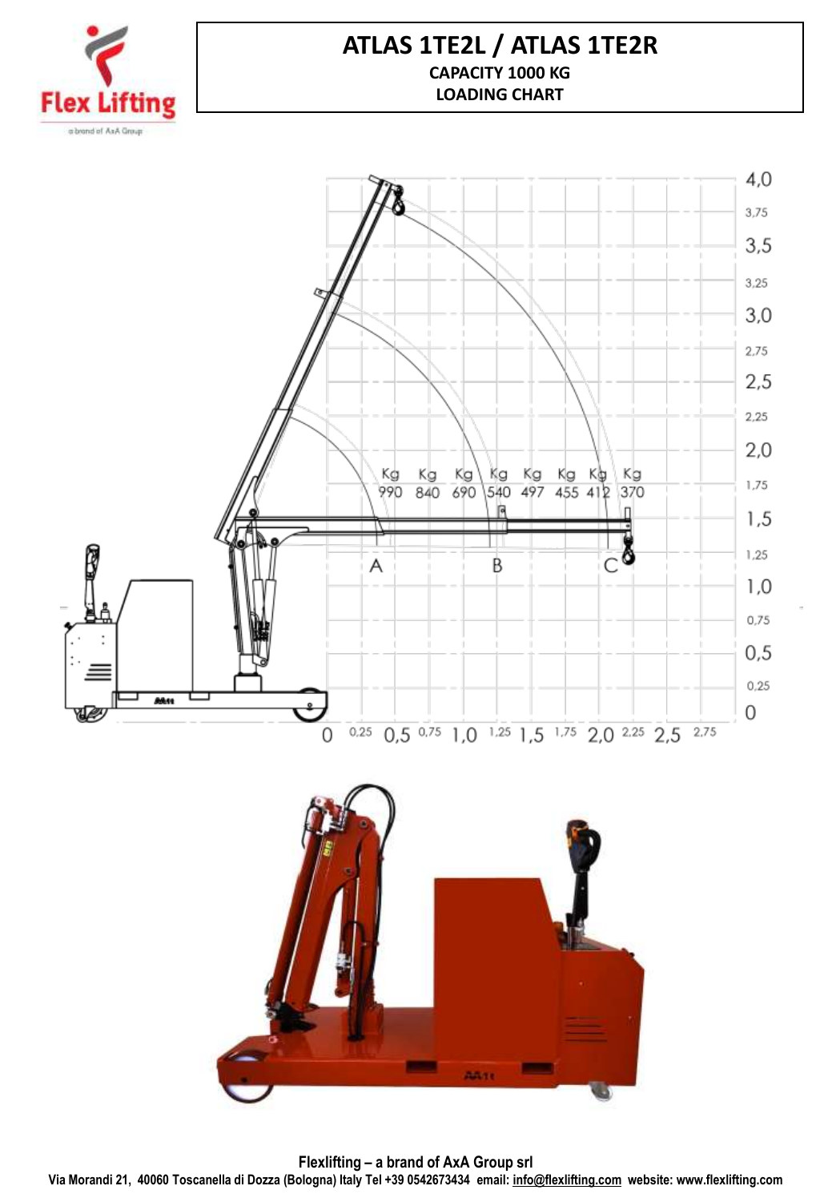# ATLAS 1TE2L / ATLAS 1TE2R

**CAPACITY 1000 KG**

**LOADING CHART**

| Kg | Kg | Kg | Kg | Kg | Kg | Kg | Kg |
|---|---|---|---|---|---|---|---|
| 990 | 840 | 690 | 540 | 497 | 455 | 412 | 370 |

A B C

**Flexlifting – a brand of AxA Group srl**

Via Morandi 21, 40060 Toscanella di Dozza (Bologna) Italy Tel +39 0542673434 email: info@flexlifting.com website: www.flexlifting.com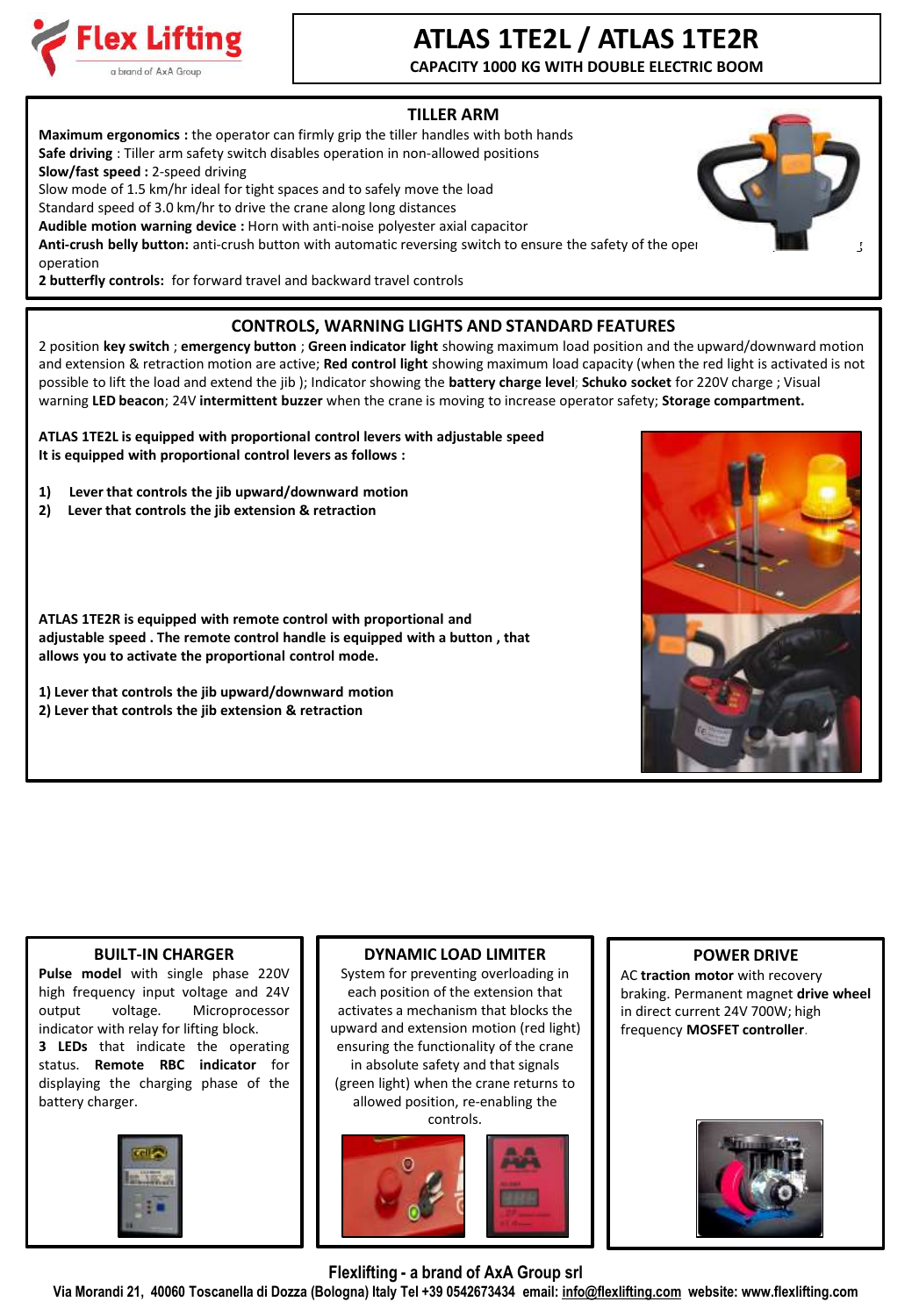# ATLAS 1TE2L / ATLAS 1TE2R

**CAPACITY 1000 KG WITH DOUBLE ELECTRIC BOOM**

## TILLER ARM

**Maximum ergonomics :** the operator can firmly grip the tiller handles with both hands
**Safe driving** : Tiller arm safety switch disables operation in non-allowed positions
**Slow/fast speed :** 2-speed driving
Slow mode of 1.5 km/hr ideal for tight spaces and to safely move the load
Standard speed of 3.0 km/hr to drive the crane along long distances
**Audible motion warning device :** Horn with anti-noise polyester axial capacitor
**Anti-crush belly button:** anti-crush button with automatic reversing switch to ensure the safety of the operator during operation
**2 butterfly controls:** for forward travel and backward travel controls

## CONTROLS, WARNING LIGHTS AND STANDARD FEATURES

2 position **key switch** ; **emergency button** ; **Green indicator light** showing maximum load position and the upward/downward motion and extension & retraction motion are active; **Red control light** showing maximum load capacity (when the red light is activated is not possible to lift the load and extend the jib ); Indicator showing the **battery charge level**; **Schuko socket** for 220V charge ; Visual warning **LED beacon**; 24V **intermittent buzzer** when the crane is moving to increase operator safety; **Storage compartment.**

**ATLAS 1TE2L is equipped with proportional control levers with adjustable speed**
**It is equipped with proportional control levers as follows :**

1) **Lever that controls the jib upward/downward motion**
2) **Lever that controls the jib extension & retraction**

**ATLAS 1TE2R is equipped with remote control with proportional and adjustable speed . The remote control handle is equipped with a button , that allows you to activate the proportional control mode.**

**1) Lever that controls the jib upward/downward motion**
**2) Lever that controls the jib extension & retraction**

## BUILT-IN CHARGER

**Pulse model** with single phase 220V high frequency input voltage and 24V output voltage. Microprocessor indicator with relay for lifting block.
**3 LEDs** that indicate the operating status. **Remote RBC indicator** for displaying the charging phase of the battery charger.

## DYNAMIC LOAD LIMITER

System for preventing overloading in each position of the extension that activates a mechanism that blocks the upward and extension motion (red light) ensuring the functionality of the crane in absolute safety and that signals (green light) when the crane returns to allowed position, re-enabling the controls.

## POWER DRIVE

AC **traction motor** with recovery braking. Permanent magnet **drive wheel** in direct current 24V 700W; high frequency **MOSFET controller**.

**Flexlifting - a brand of AxA Group srl**
**Via Morandi 21, 40060 Toscanella di Dozza (Bologna) Italy Tel +39 0542673434 email: info@flexlifting.com website: www.flexlifting.com**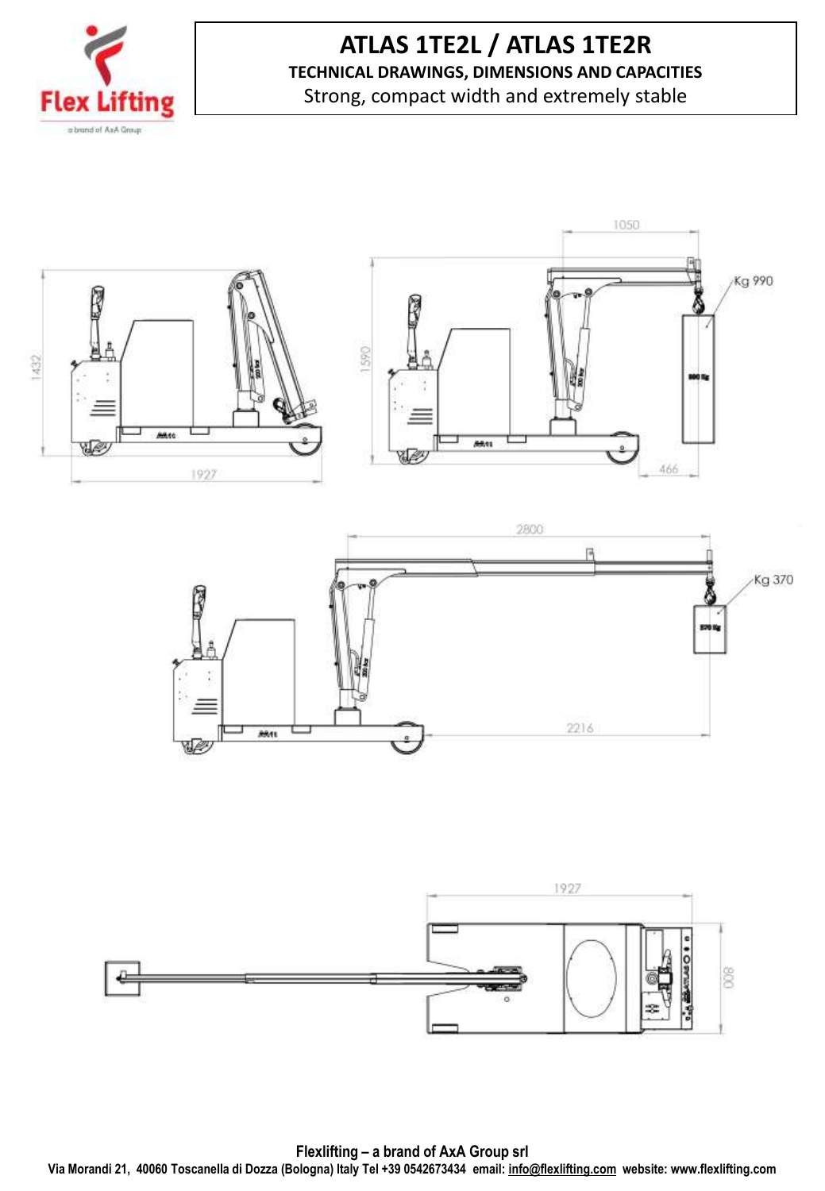# ATLAS 1TE2L / ATLAS 1TE2R

**TECHNICAL DRAWINGS, DIMENSIONS AND CAPACITIES**

Strong, compact width and extremely stable

1432

1927

1050

1590

Kg 990

466

2800

Kg 370

2216

1927

800

**Flexlifting – a brand of AxA Group srl**

**Via Morandi 21, 40060 Toscanella di Dozza (Bologna) Italy Tel +39 0542673434 email: info@flexlifting.com website: www.flexlifting.com**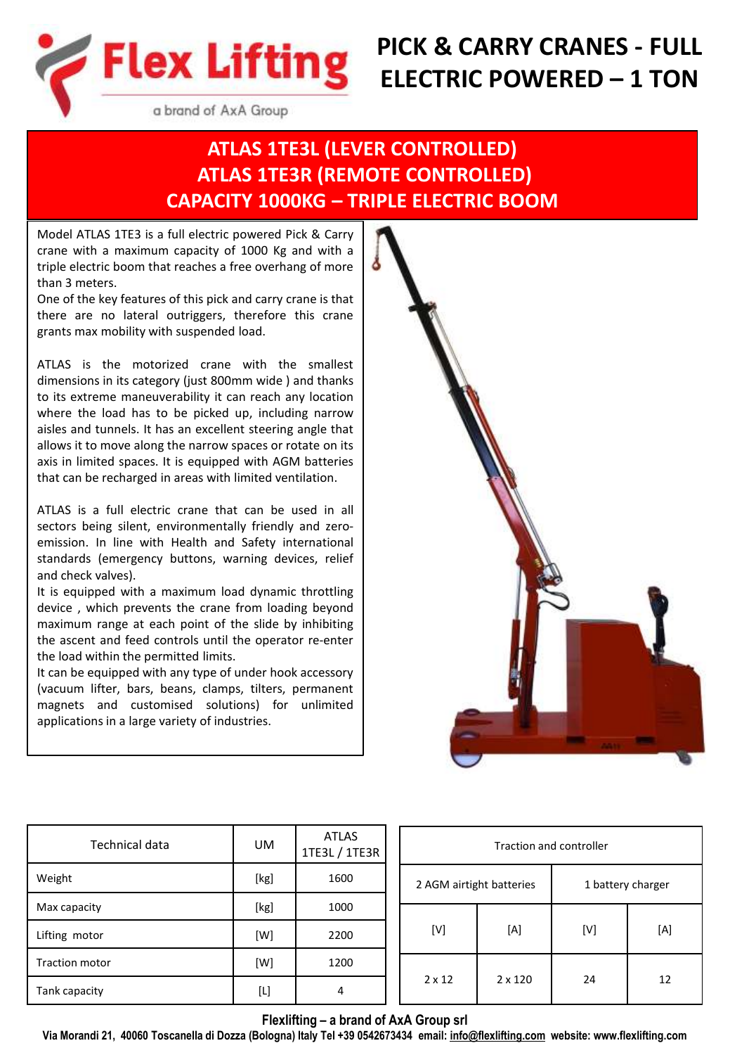# PICK & CARRY CRANES - FULL ELECTRIC POWERED – 1 TON

## ATLAS 1TE3L (LEVER CONTROLLED)
## ATLAS 1TE3R (REMOTE CONTROLLED)
## CAPACITY 1000KG – TRIPLE ELECTRIC BOOM

Model ATLAS 1TE3 is a full electric powered Pick & Carry crane with a maximum capacity of 1000 Kg and with a triple electric boom that reaches a free overhang of more than 3 meters.
One of the key features of this pick and carry crane is that there are no lateral outriggers, therefore this crane grants max mobility with suspended load.

ATLAS is the motorized crane with the smallest dimensions in its category (just 800mm wide ) and thanks to its extreme maneuverability it can reach any location where the load has to be picked up, including narrow aisles and tunnels. It has an excellent steering angle that allows it to move along the narrow spaces or rotate on its axis in limited spaces. It is equipped with AGM batteries that can be recharged in areas with limited ventilation.

ATLAS is a full electric crane that can be used in all sectors being silent, environmentally friendly and zero-emission. In line with Health and Safety international standards (emergency buttons, warning devices, relief and check valves).
It is equipped with a maximum load dynamic throttling device , which prevents the crane from loading beyond maximum range at each point of the slide by inhibiting the ascent and feed controls until the operator re-enter the load within the permitted limits.
It can be equipped with any type of under hook accessory (vacuum lifter, bars, beans, clamps, tilters, permanent magnets and customised solutions) for unlimited applications in a large variety of industries.

| Technical data | UM | ATLAS 1TE3L / 1TE3R |
|---|---|---|
| Weight | [kg] | 1600 |
| Max capacity | [kg] | 1000 |
| Lifting motor | [W] | 2200 |
| Traction motor | [W] | 1200 |
| Tank capacity | [L] | 4 |

| Traction and controller | | | |
|---|---|---|---|
| 2 AGM airtight batteries | | 1 battery charger | |
| [V] | [A] | [V] | [A] |
| 2 x 12 | 2 x 120 | 24 | 12 |

**Flexlifting – a brand of AxA Group srl**
**Via Morandi 21, 40060 Toscanella di Dozza (Bologna) Italy Tel +39 0542673434 email: info@flexlifting.com website: www.flexlifting.com**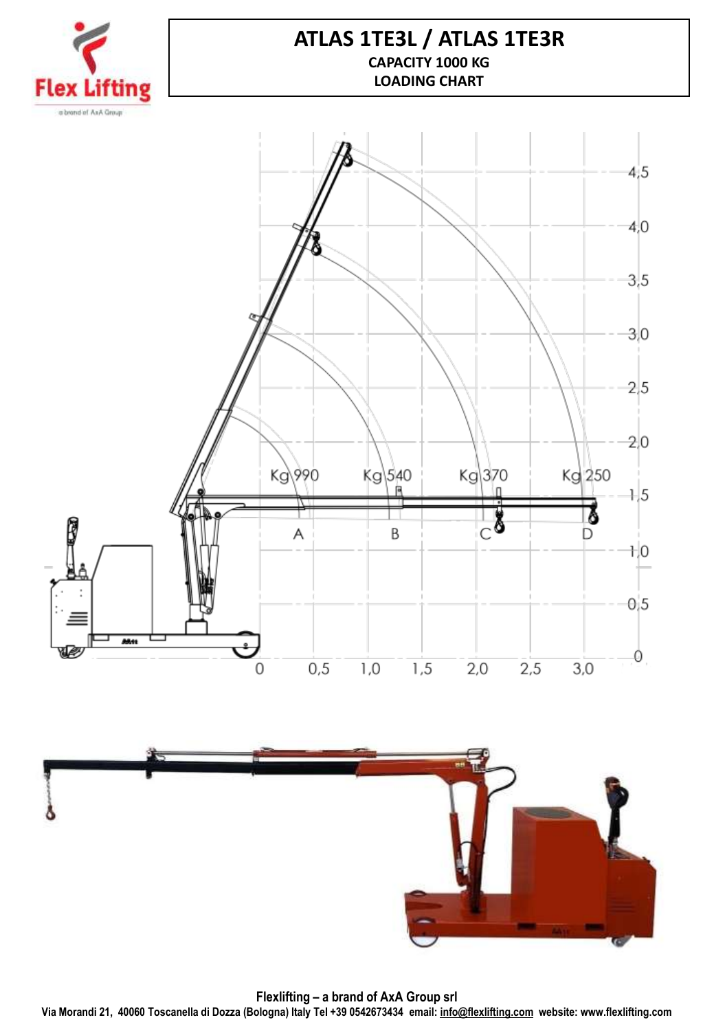# ATLAS 1TE3L / ATLAS 1TE3R

**CAPACITY 1000 KG**

**LOADING CHART**

| Position | A | B | C | D |
|---|---|---|---|---|
| Capacity | Kg 990 | Kg 540 | Kg 370 | Kg 250 |

**Flexlifting – a brand of AxA Group srl**

**Via Morandi 21, 40060 Toscanella di Dozza (Bologna) Italy Tel +39 0542673434 email: info@flexlifting.com website: www.flexlifting.com**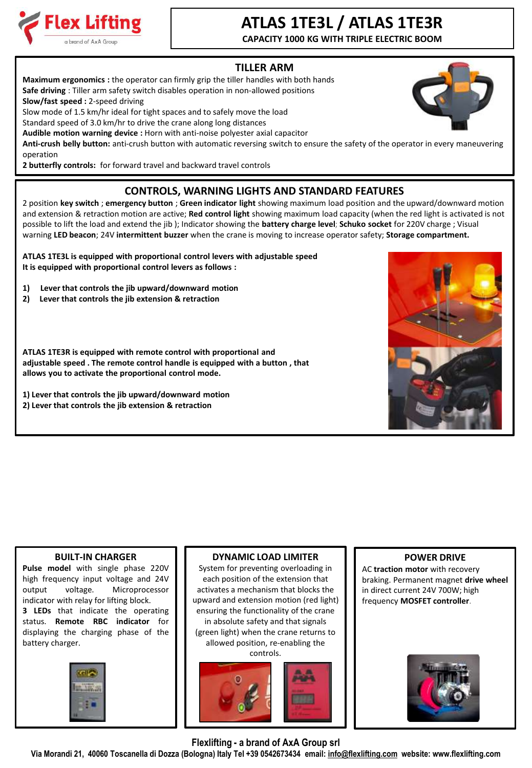# ATLAS 1TE3L / ATLAS 1TE3R

**CAPACITY 1000 KG WITH TRIPLE ELECTRIC BOOM**

## TILLER ARM

**Maximum ergonomics :** the operator can firmly grip the tiller handles with both hands
**Safe driving** : Tiller arm safety switch disables operation in non-allowed positions
**Slow/fast speed :** 2-speed driving
Slow mode of 1.5 km/hr ideal for tight spaces and to safely move the load
Standard speed of 3.0 km/hr to drive the crane along long distances
**Audible motion warning device :** Horn with anti-noise polyester axial capacitor
**Anti-crush belly button:** anti-crush button with automatic reversing switch to ensure the safety of the operator in every maneuvering operation
**2 butterfly controls:** for forward travel and backward travel controls

## CONTROLS, WARNING LIGHTS AND STANDARD FEATURES

2 position **key switch** ; **emergency button** ; **Green indicator light** showing maximum load position and the upward/downward motion and extension & retraction motion are active; **Red control light** showing maximum load capacity (when the red light is activated is not possible to lift the load and extend the jib ); Indicator showing the **battery charge level**; **Schuko socket** for 220V charge ; Visual warning **LED beacon**; 24V **intermittent buzzer** when the crane is moving to increase operator safety; **Storage compartment.**

**ATLAS 1TE3L is equipped with proportional control levers with adjustable speed**
**It is equipped with proportional control levers as follows :**

1) **Lever that controls the jib upward/downward motion**
2) **Lever that controls the jib extension & retraction**

**ATLAS 1TE3R is equipped with remote control with proportional and adjustable speed . The remote control handle is equipped with a button , that allows you to activate the proportional control mode.**

1) **Lever that controls the jib upward/downward motion**
2) **Lever that controls the jib extension & retraction**

## BUILT-IN CHARGER

**Pulse model** with single phase 220V high frequency input voltage and 24V output voltage. Microprocessor indicator with relay for lifting block.
**3 LEDs** that indicate the operating status. **Remote RBC indicator** for displaying the charging phase of the battery charger.

## DYNAMIC LOAD LIMITER

System for preventing overloading in each position of the extension that activates a mechanism that blocks the upward and extension motion (red light) ensuring the functionality of the crane in absolute safety and that signals (green light) when the crane returns to allowed position, re-enabling the controls.

## POWER DRIVE

AC **traction motor** with recovery braking. Permanent magnet **drive wheel** in direct current 24V 700W; high frequency **MOSFET controller**.

**Flexlifting - a brand of AxA Group srl**
**Via Morandi 21, 40060 Toscanella di Dozza (Bologna) Italy Tel +39 0542673434 email: info@flexlifting.com website: www.flexlifting.com**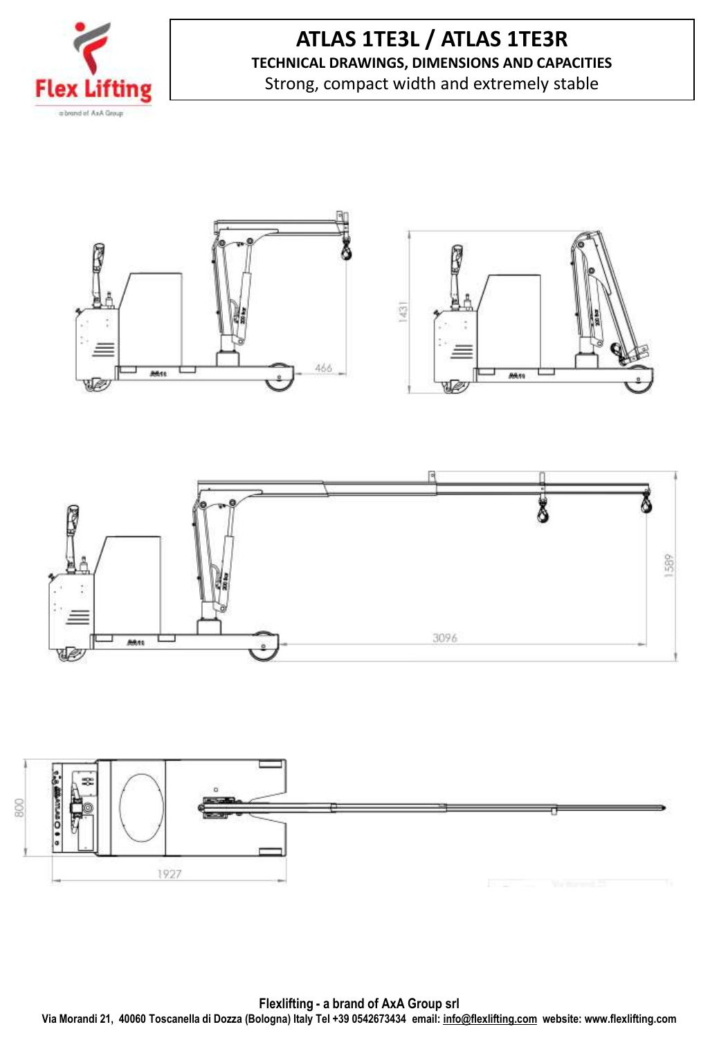# ATLAS 1TE3L / ATLAS 1TE3R

**TECHNICAL DRAWINGS, DIMENSIONS AND CAPACITIES**

Strong, compact width and extremely stable

466

1431

1589

3096

800

1927

**Flexlifting - a brand of AxA Group srl**

**Via Morandi 21, 40060 Toscanella di Dozza (Bologna) Italy Tel +39 0542673434 email: info@flexlifting.com website: www.flexlifting.com**